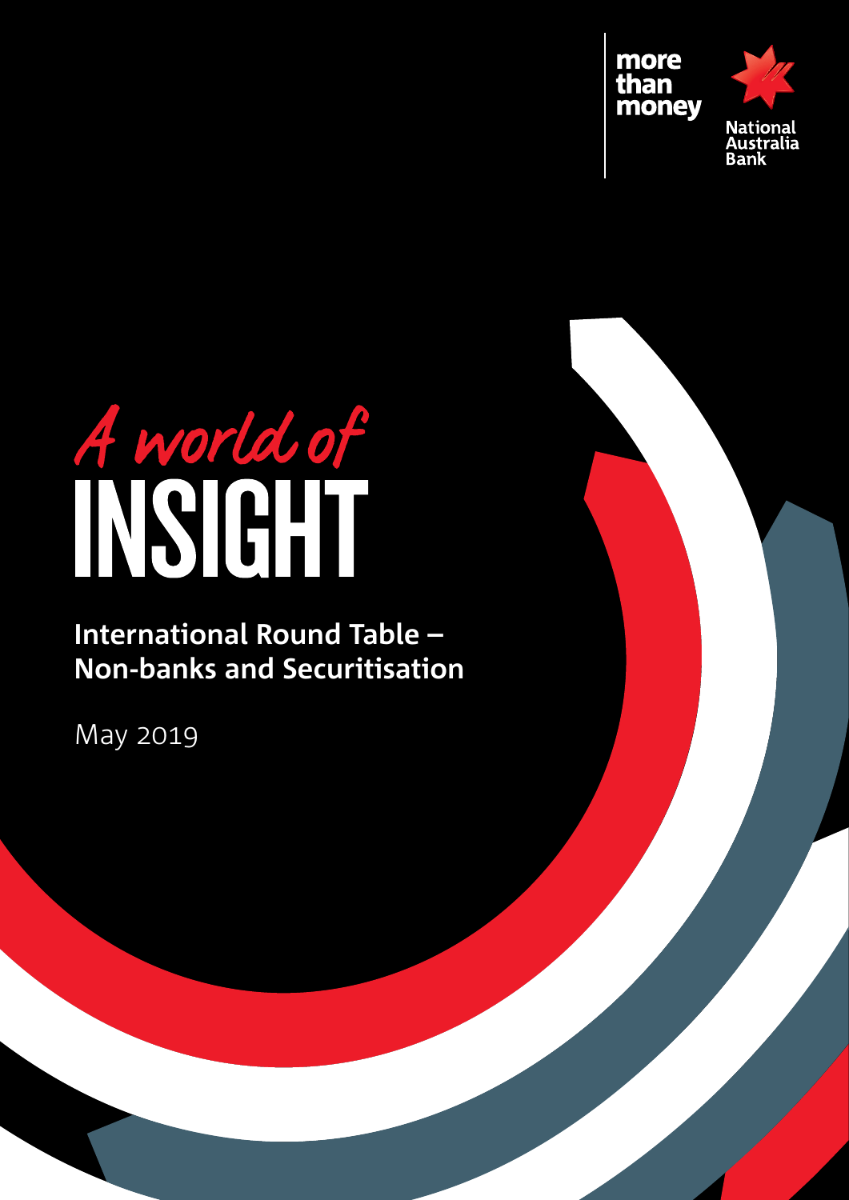more than money

National Australia Bank

# A world of INSIGHT

## International Round Table – Non-banks and Securitisation

May 2019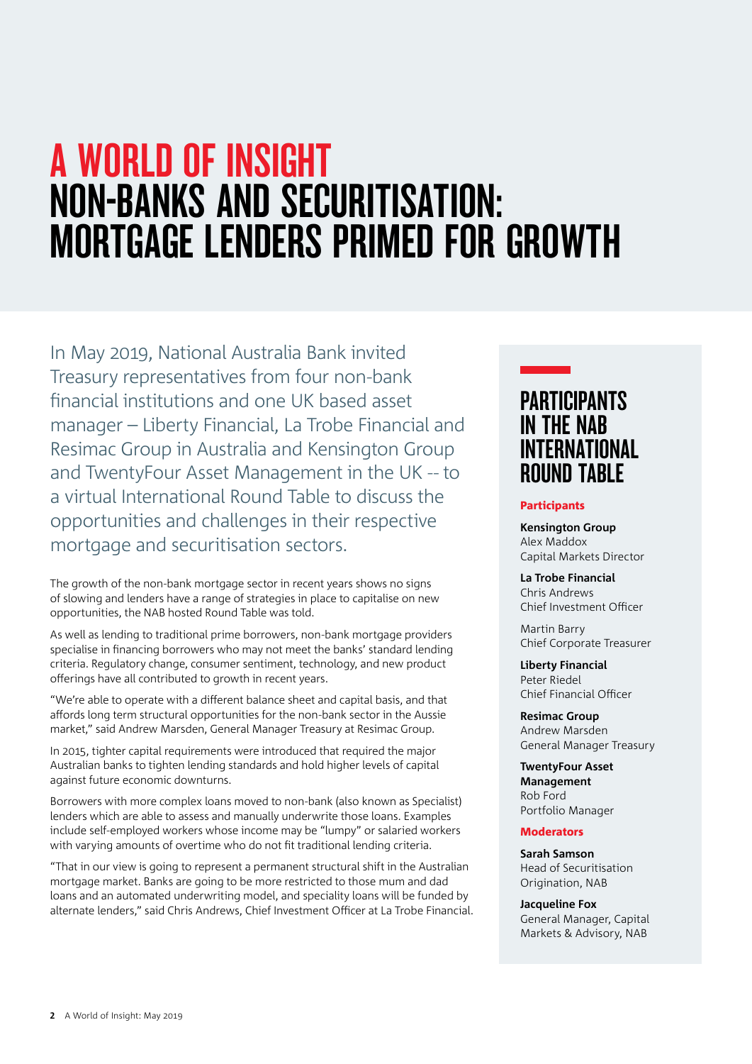# A WORLD OF INSIGHT
# NON-BANKS AND SECURITISATION: MORTGAGE LENDERS PRIMED FOR GROWTH

In May 2019, National Australia Bank invited Treasury representatives from four non-bank financial institutions and one UK based asset manager – Liberty Financial, La Trobe Financial and Resimac Group in Australia and Kensington Group and TwentyFour Asset Management in the UK -- to a virtual International Round Table to discuss the opportunities and challenges in their respective mortgage and securitisation sectors.

The growth of the non-bank mortgage sector in recent years shows no signs of slowing and lenders have a range of strategies in place to capitalise on new opportunities, the NAB hosted Round Table was told.

As well as lending to traditional prime borrowers, non-bank mortgage providers specialise in financing borrowers who may not meet the banks' standard lending criteria. Regulatory change, consumer sentiment, technology, and new product offerings have all contributed to growth in recent years.

"We're able to operate with a different balance sheet and capital basis, and that affords long term structural opportunities for the non-bank sector in the Aussie market," said Andrew Marsden, General Manager Treasury at Resimac Group.

In 2015, tighter capital requirements were introduced that required the major Australian banks to tighten lending standards and hold higher levels of capital against future economic downturns.

Borrowers with more complex loans moved to non-bank (also known as Specialist) lenders which are able to assess and manually underwrite those loans. Examples include self-employed workers whose income may be "lumpy" or salaried workers with varying amounts of overtime who do not fit traditional lending criteria.

"That in our view is going to represent a permanent structural shift in the Australian mortgage market. Banks are going to be more restricted to those mum and dad loans and an automated underwriting model, and speciality loans will be funded by alternate lenders," said Chris Andrews, Chief Investment Officer at La Trobe Financial.

## PARTICIPANTS IN THE NAB INTERNATIONAL ROUND TABLE

### Participants

**Kensington Group**
Alex Maddox
Capital Markets Director

**La Trobe Financial**
Chris Andrews
Chief Investment Officer

Martin Barry
Chief Corporate Treasurer

**Liberty Financial**
Peter Riedel
Chief Financial Officer

**Resimac Group**
Andrew Marsden
General Manager Treasury

**TwentyFour Asset Management**
Rob Ford
Portfolio Manager

### Moderators

**Sarah Samson**
Head of Securitisation Origination, NAB

**Jacqueline Fox**
General Manager, Capital Markets & Advisory, NAB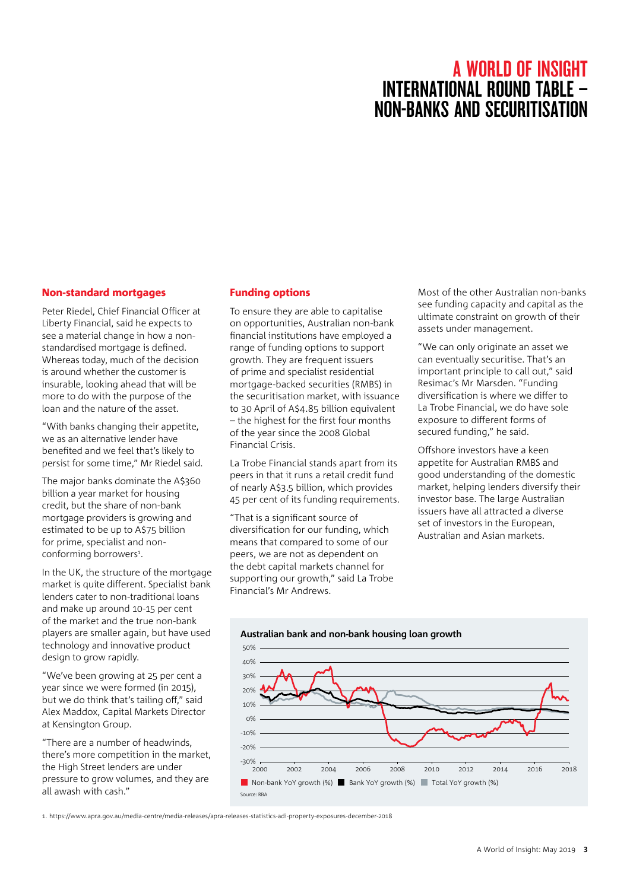# A WORLD OF INSIGHT
# INTERNATIONAL ROUND TABLE – NON-BANKS AND SECURITISATION

## Non-standard mortgages

Peter Riedel, Chief Financial Officer at Liberty Financial, said he expects to see a material change in how a non-standardised mortgage is defined. Whereas today, much of the decision is around whether the customer is insurable, looking ahead that will be more to do with the purpose of the loan and the nature of the asset.

"With banks changing their appetite, we as an alternative lender have benefited and we feel that's likely to persist for some time," Mr Riedel said.

The major banks dominate the A$360 billion a year market for housing credit, but the share of non-bank mortgage providers is growing and estimated to be up to A$75 billion for prime, specialist and non-conforming borrowers[1].

In the UK, the structure of the mortgage market is quite different. Specialist bank lenders cater to non-traditional loans and make up around 10-15 per cent of the market and the true non-bank players are smaller again, but have used technology and innovative product design to grow rapidly.

"We've been growing at 25 per cent a year since we were formed (in 2015), but we do think that's tailing off," said Alex Maddox, Capital Markets Director at Kensington Group.

"There are a number of headwinds, there's more competition in the market, the High Street lenders are under pressure to grow volumes, and they are all awash with cash."

## Funding options

To ensure they are able to capitalise on opportunities, Australian non-bank financial institutions have employed a range of funding options to support growth. They are frequent issuers of prime and specialist residential mortgage-backed securities (RMBS) in the securitisation market, with issuance to 30 April of A$4.85 billion equivalent – the highest for the first four months of the year since the 2008 Global Financial Crisis.

La Trobe Financial stands apart from its peers in that it runs a retail credit fund of nearly A$3.5 billion, which provides 45 per cent of its funding requirements.

"That is a significant source of diversification for our funding, which means that compared to some of our peers, we are not as dependent on the debt capital markets channel for supporting our growth," said La Trobe Financial's Mr Andrews.

Most of the other Australian non-banks see funding capacity and capital as the ultimate constraint on growth of their assets under management.

"We can only originate an asset we can eventually securitise. That's an important principle to call out," said Resimac's Mr Marsden. "Funding diversification is where we differ to La Trobe Financial, we do have sole exposure to different forms of secured funding," he said.

Offshore investors have a keen appetite for Australian RMBS and good understanding of the domestic market, helping lenders diversify their investor base. The large Australian issuers have all attracted a diverse set of investors in the European, Australian and Asian markets.

**Australian bank and non-bank housing loan growth**

Non-bank YoY growth (%) | Bank YoY growth (%) | Total YoY growth (%)

Source: RBA

1. https://www.apra.gov.au/media-centre/media-releases/apra-releases-statistics-adi-property-exposures-december-2018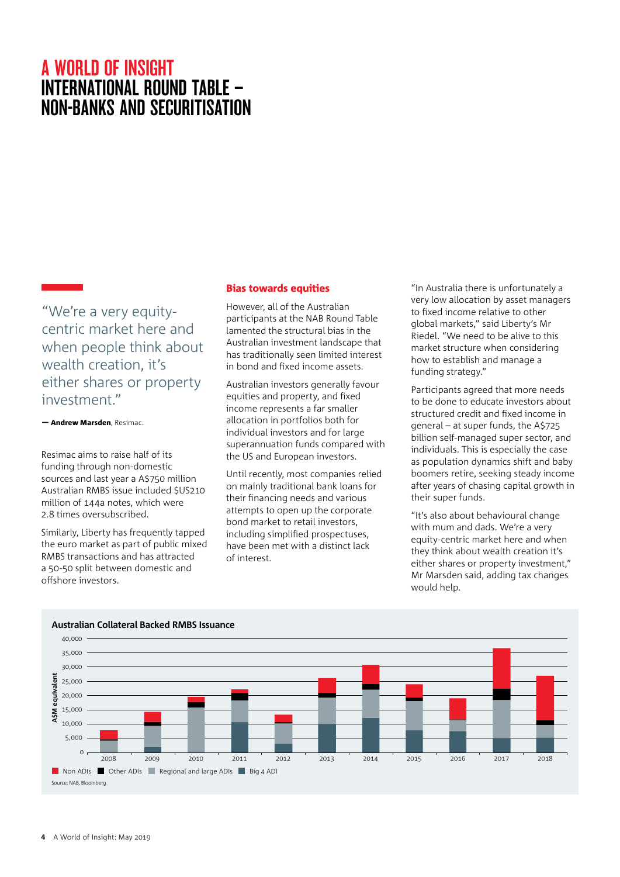# A WORLD OF INSIGHT
# INTERNATIONAL ROUND TABLE – NON-BANKS AND SECURITISATION

"We're a very equity-centric market here and when people think about wealth creation, it's either shares or property investment."

— **Andrew Marsden**, Resimac.

Resimac aims to raise half of its funding through non-domestic sources and last year a A$750 million Australian RMBS issue included $US210 million of 144a notes, which were 2.8 times oversubscribed.

Similarly, Liberty has frequently tapped the euro market as part of public mixed RMBS transactions and has attracted a 50-50 split between domestic and offshore investors.

## Bias towards equities

However, all of the Australian participants at the NAB Round Table lamented the structural bias in the Australian investment landscape that has traditionally seen limited interest in bond and fixed income assets.

Australian investors generally favour equities and property, and fixed income represents a far smaller allocation in portfolios both for individual investors and for large superannuation funds compared with the US and European investors.

Until recently, most companies relied on mainly traditional bank loans for their financing needs and various attempts to open up the corporate bond market to retail investors, including simplified prospectuses, have been met with a distinct lack of interest.

"In Australia there is unfortunately a very low allocation by asset managers to fixed income relative to other global markets," said Liberty's Mr Riedel. "We need to be alive to this market structure when considering how to establish and manage a funding strategy."

Participants agreed that more needs to be done to educate investors about structured credit and fixed income in general – at super funds, the A$725 billion self-managed super sector, and individuals. This is especially the case as population dynamics shift and baby boomers retire, seeking steady income after years of chasing capital growth in their super funds.

"It's also about behavioural change with mum and dads. We're a very equity-centric market here and when they think about wealth creation it's either shares or property investment," Mr Marsden said, adding tax changes would help.

**Australian Collateral Backed RMBS Issuance**

A$M equivalent (0 – 40,000), 2008–2018

Legend: Non ADIs, Other ADIs, Regional and large ADIs, Big 4 ADI

Source: NAB, Bloomberg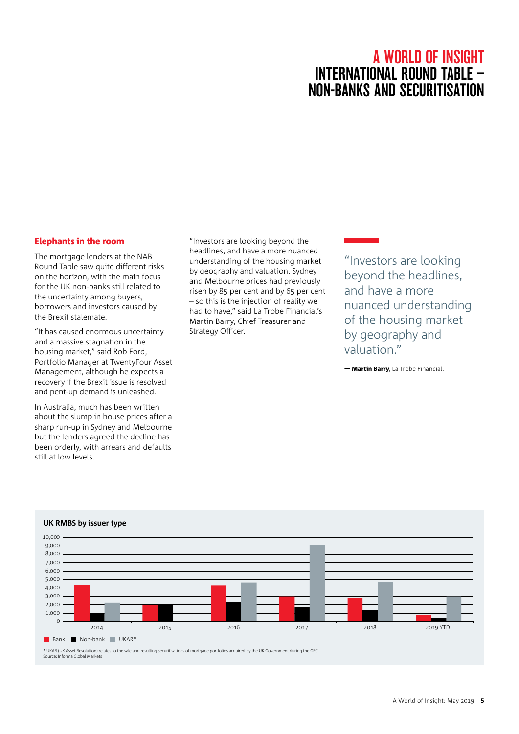# A WORLD OF INSIGHT
# INTERNATIONAL ROUND TABLE – NON-BANKS AND SECURITISATION

## Elephants in the room

The mortgage lenders at the NAB Round Table saw quite different risks on the horizon, with the main focus for the UK non-banks still related to the uncertainty among buyers, borrowers and investors caused by the Brexit stalemate.

"It has caused enormous uncertainty and a massive stagnation in the housing market," said Rob Ford, Portfolio Manager at TwentyFour Asset Management, although he expects a recovery if the Brexit issue is resolved and pent-up demand is unleashed.

In Australia, much has been written about the slump in house prices after a sharp run-up in Sydney and Melbourne but the lenders agreed the decline has been orderly, with arrears and defaults still at low levels.

"Investors are looking beyond the headlines, and have a more nuanced understanding of the housing market by geography and valuation. Sydney and Melbourne prices had previously risen by 85 per cent and by 65 per cent – so this is the injection of reality we had to have," said La Trobe Financial's Martin Barry, Chief Treasurer and Strategy Officer.

> "Investors are looking beyond the headlines, and have a more nuanced understanding of the housing market by geography and valuation."
>
> — **Martin Barry**, La Trobe Financial.

**UK RMBS by issuer type**

| Year | Bank | Non-bank | UKAR* |
|---|---|---|---|
| 2014 | ~4,400 | ~900 | ~2,200 |
| 2015 | ~1,900 | ~2,100 | – |
| 2016 | ~4,300 | ~2,300 | ~4,600 |
| 2017 | ~3,000 | ~1,700 | ~9,100 |
| 2018 | ~2,800 | ~1,400 | ~4,700 |
| 2019 YTD | ~800 | ~500 | ~3,000 |

* UKAR (UK Asset Resolution) relates to the sale and resulting securitisations of mortgage portfolios acquired by the UK Government during the GFC.
Source: Informa Global Markets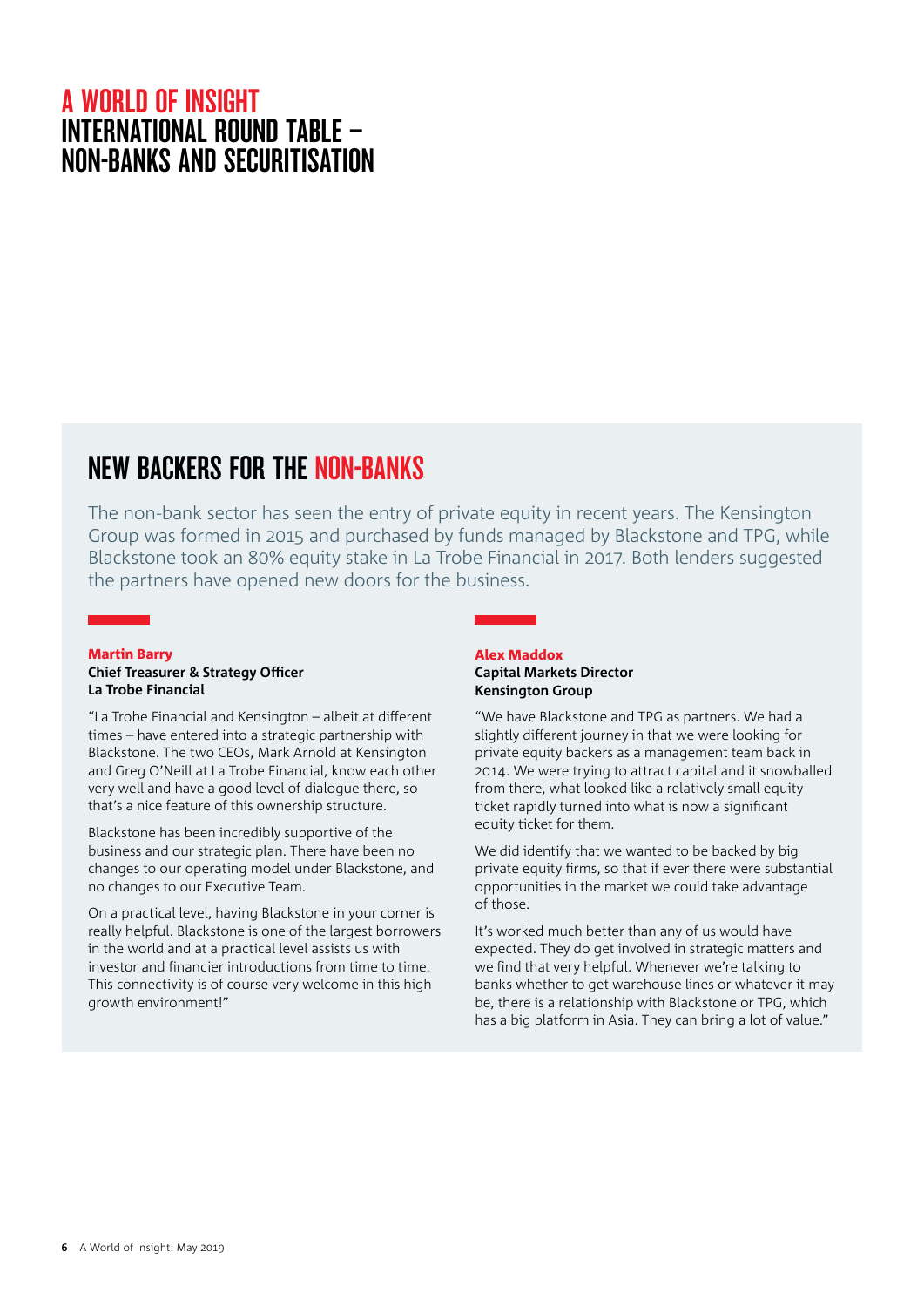# A WORLD OF INSIGHT
# INTERNATIONAL ROUND TABLE – NON-BANKS AND SECURITISATION

## NEW BACKERS FOR THE NON-BANKS

The non-bank sector has seen the entry of private equity in recent years. The Kensington Group was formed in 2015 and purchased by funds managed by Blackstone and TPG, while Blackstone took an 80% equity stake in La Trobe Financial in 2017. Both lenders suggested the partners have opened new doors for the business.

**Martin Barry**
**Chief Treasurer & Strategy Officer**
**La Trobe Financial**

"La Trobe Financial and Kensington – albeit at different times – have entered into a strategic partnership with Blackstone. The two CEOs, Mark Arnold at Kensington and Greg O'Neill at La Trobe Financial, know each other very well and have a good level of dialogue there, so that's a nice feature of this ownership structure.

Blackstone has been incredibly supportive of the business and our strategic plan. There have been no changes to our operating model under Blackstone, and no changes to our Executive Team.

On a practical level, having Blackstone in your corner is really helpful. Blackstone is one of the largest borrowers in the world and at a practical level assists us with investor and financier introductions from time to time. This connectivity is of course very welcome in this high growth environment!"

**Alex Maddox**
**Capital Markets Director**
**Kensington Group**

"We have Blackstone and TPG as partners. We had a slightly different journey in that we were looking for private equity backers as a management team back in 2014. We were trying to attract capital and it snowballed from there, what looked like a relatively small equity ticket rapidly turned into what is now a significant equity ticket for them.

We did identify that we wanted to be backed by big private equity firms, so that if ever there were substantial opportunities in the market we could take advantage of those.

It's worked much better than any of us would have expected. They do get involved in strategic matters and we find that very helpful. Whenever we're talking to banks whether to get warehouse lines or whatever it may be, there is a relationship with Blackstone or TPG, which has a big platform in Asia. They can bring a lot of value."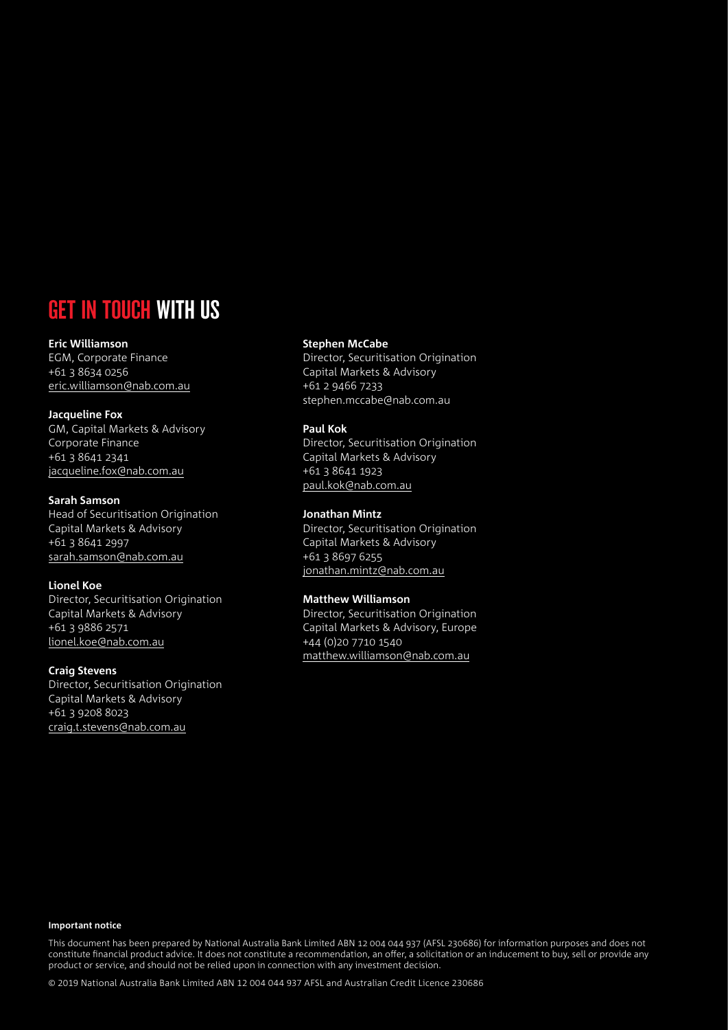# GET IN TOUCH WITH US

**Eric Williamson**
EGM, Corporate Finance
+61 3 8634 0256
eric.williamson@nab.com.au

**Jacqueline Fox**
GM, Capital Markets & Advisory
Corporate Finance
+61 3 8641 2341
jacqueline.fox@nab.com.au

**Sarah Samson**
Head of Securitisation Origination
Capital Markets & Advisory
+61 3 8641 2997
sarah.samson@nab.com.au

**Lionel Koe**
Director, Securitisation Origination
Capital Markets & Advisory
+61 3 9886 2571
lionel.koe@nab.com.au

**Craig Stevens**
Director, Securitisation Origination
Capital Markets & Advisory
+61 3 9208 8023
craig.t.stevens@nab.com.au

**Stephen McCabe**
Director, Securitisation Origination
Capital Markets & Advisory
+61 2 9466 7233
stephen.mccabe@nab.com.au

**Paul Kok**
Director, Securitisation Origination
Capital Markets & Advisory
+61 3 8641 1923
paul.kok@nab.com.au

**Jonathan Mintz**
Director, Securitisation Origination
Capital Markets & Advisory
+61 3 8697 6255
jonathan.mintz@nab.com.au

**Matthew Williamson**
Director, Securitisation Origination
Capital Markets & Advisory, Europe
+44 (0)20 7710 1540
matthew.williamson@nab.com.au

**Important notice**

This document has been prepared by National Australia Bank Limited ABN 12 004 044 937 (AFSL 230686) for information purposes and does not constitute financial product advice. It does not constitute a recommendation, an offer, a solicitation or an inducement to buy, sell or provide any product or service, and should not be relied upon in connection with any investment decision.

© 2019 National Australia Bank Limited ABN 12 004 044 937 AFSL and Australian Credit Licence 230686